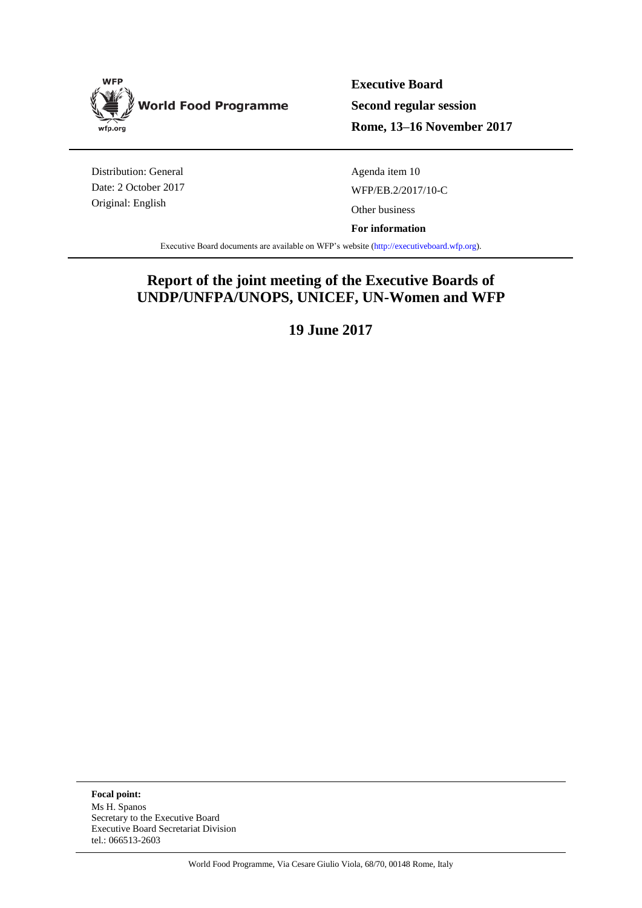WFP

World Food Programme

wfp.org

**Executive Board**
**Second regular session**
**Rome, 13–16 November 2017**

Distribution: General
Date: 2 October 2017
Original: English

Agenda item 10
WFP/EB.2/2017/10-C
Other business
**For information**

Executive Board documents are available on WFP's website (http://executiveboard.wfp.org).

# Report of the joint meeting of the Executive Boards of UNDP/UNFPA/UNOPS, UNICEF, UN-Women and WFP

## 19 June 2017

**Focal point:**
Ms H. Spanos
Secretary to the Executive Board
Executive Board Secretariat Division
tel.: 066513-2603

World Food Programme, Via Cesare Giulio Viola, 68/70, 00148 Rome, Italy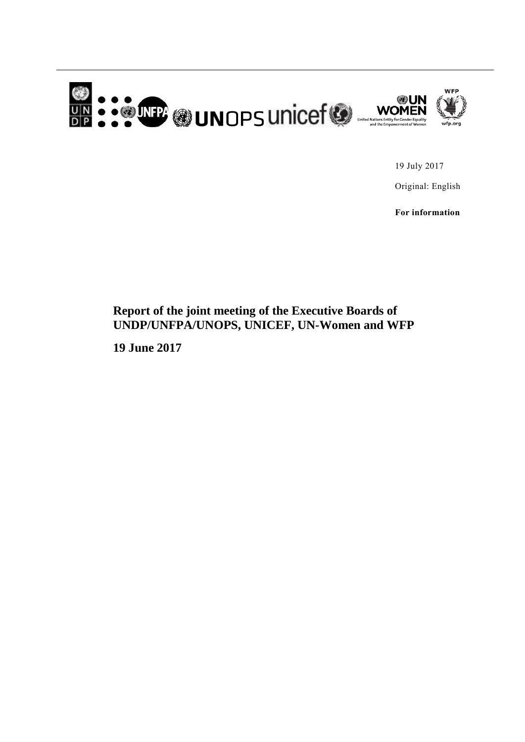19 July 2017

Original: English

**For information**

# Report of the joint meeting of the Executive Boards of UNDP/UNFPA/UNOPS, UNICEF, UN-Women and WFP

**19 June 2017**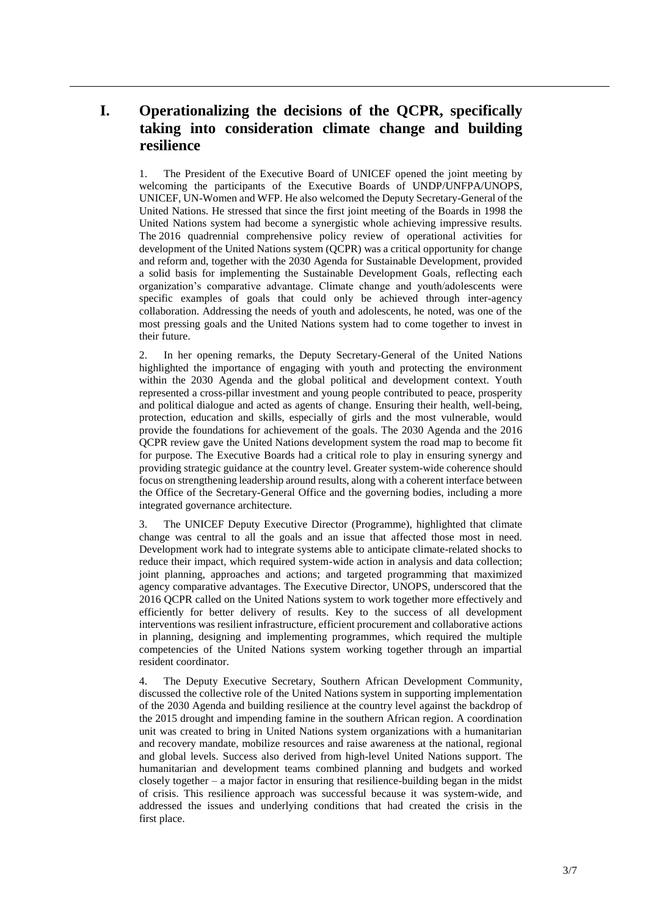# I. Operationalizing the decisions of the QCPR, specifically taking into consideration climate change and building resilience

1. The President of the Executive Board of UNICEF opened the joint meeting by welcoming the participants of the Executive Boards of UNDP/UNFPA/UNOPS, UNICEF, UN-Women and WFP. He also welcomed the Deputy Secretary-General of the United Nations. He stressed that since the first joint meeting of the Boards in 1998 the United Nations system had become a synergistic whole achieving impressive results. The 2016 quadrennial comprehensive policy review of operational activities for development of the United Nations system (QCPR) was a critical opportunity for change and reform and, together with the 2030 Agenda for Sustainable Development, provided a solid basis for implementing the Sustainable Development Goals, reflecting each organization's comparative advantage. Climate change and youth/adolescents were specific examples of goals that could only be achieved through inter-agency collaboration. Addressing the needs of youth and adolescents, he noted, was one of the most pressing goals and the United Nations system had to come together to invest in their future.

2. In her opening remarks, the Deputy Secretary-General of the United Nations highlighted the importance of engaging with youth and protecting the environment within the 2030 Agenda and the global political and development context. Youth represented a cross-pillar investment and young people contributed to peace, prosperity and political dialogue and acted as agents of change. Ensuring their health, well-being, protection, education and skills, especially of girls and the most vulnerable, would provide the foundations for achievement of the goals. The 2030 Agenda and the 2016 QCPR review gave the United Nations development system the road map to become fit for purpose. The Executive Boards had a critical role to play in ensuring synergy and providing strategic guidance at the country level. Greater system-wide coherence should focus on strengthening leadership around results, along with a coherent interface between the Office of the Secretary-General Office and the governing bodies, including a more integrated governance architecture.

3. The UNICEF Deputy Executive Director (Programme), highlighted that climate change was central to all the goals and an issue that affected those most in need. Development work had to integrate systems able to anticipate climate-related shocks to reduce their impact, which required system-wide action in analysis and data collection; joint planning, approaches and actions; and targeted programming that maximized agency comparative advantages. The Executive Director, UNOPS, underscored that the 2016 QCPR called on the United Nations system to work together more effectively and efficiently for better delivery of results. Key to the success of all development interventions was resilient infrastructure, efficient procurement and collaborative actions in planning, designing and implementing programmes, which required the multiple competencies of the United Nations system working together through an impartial resident coordinator.

4. The Deputy Executive Secretary, Southern African Development Community, discussed the collective role of the United Nations system in supporting implementation of the 2030 Agenda and building resilience at the country level against the backdrop of the 2015 drought and impending famine in the southern African region. A coordination unit was created to bring in United Nations system organizations with a humanitarian and recovery mandate, mobilize resources and raise awareness at the national, regional and global levels. Success also derived from high-level United Nations support. The humanitarian and development teams combined planning and budgets and worked closely together – a major factor in ensuring that resilience-building began in the midst of crisis. This resilience approach was successful because it was system-wide, and addressed the issues and underlying conditions that had created the crisis in the first place.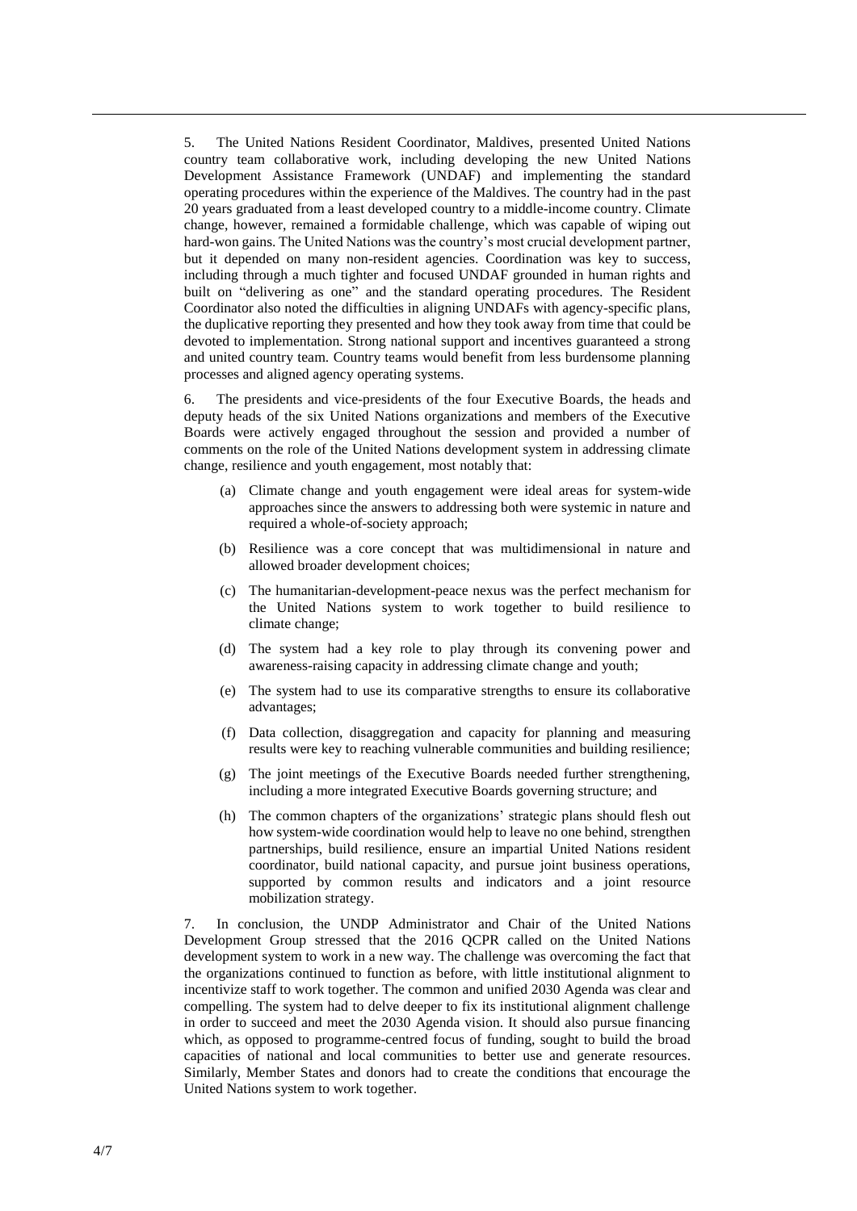5. The United Nations Resident Coordinator, Maldives, presented United Nations country team collaborative work, including developing the new United Nations Development Assistance Framework (UNDAF) and implementing the standard operating procedures within the experience of the Maldives. The country had in the past 20 years graduated from a least developed country to a middle-income country. Climate change, however, remained a formidable challenge, which was capable of wiping out hard-won gains. The United Nations was the country's most crucial development partner, but it depended on many non-resident agencies. Coordination was key to success, including through a much tighter and focused UNDAF grounded in human rights and built on "delivering as one" and the standard operating procedures. The Resident Coordinator also noted the difficulties in aligning UNDAFs with agency-specific plans, the duplicative reporting they presented and how they took away from time that could be devoted to implementation. Strong national support and incentives guaranteed a strong and united country team. Country teams would benefit from less burdensome planning processes and aligned agency operating systems.

6. The presidents and vice-presidents of the four Executive Boards, the heads and deputy heads of the six United Nations organizations and members of the Executive Boards were actively engaged throughout the session and provided a number of comments on the role of the United Nations development system in addressing climate change, resilience and youth engagement, most notably that:

(a) Climate change and youth engagement were ideal areas for system-wide approaches since the answers to addressing both were systemic in nature and required a whole-of-society approach;

(b) Resilience was a core concept that was multidimensional in nature and allowed broader development choices;

(c) The humanitarian-development-peace nexus was the perfect mechanism for the United Nations system to work together to build resilience to climate change;

(d) The system had a key role to play through its convening power and awareness-raising capacity in addressing climate change and youth;

(e) The system had to use its comparative strengths to ensure its collaborative advantages;

(f) Data collection, disaggregation and capacity for planning and measuring results were key to reaching vulnerable communities and building resilience;

(g) The joint meetings of the Executive Boards needed further strengthening, including a more integrated Executive Boards governing structure; and

(h) The common chapters of the organizations' strategic plans should flesh out how system-wide coordination would help to leave no one behind, strengthen partnerships, build resilience, ensure an impartial United Nations resident coordinator, build national capacity, and pursue joint business operations, supported by common results and indicators and a joint resource mobilization strategy.

7. In conclusion, the UNDP Administrator and Chair of the United Nations Development Group stressed that the 2016 QCPR called on the United Nations development system to work in a new way. The challenge was overcoming the fact that the organizations continued to function as before, with little institutional alignment to incentivize staff to work together. The common and unified 2030 Agenda was clear and compelling. The system had to delve deeper to fix its institutional alignment challenge in order to succeed and meet the 2030 Agenda vision. It should also pursue financing which, as opposed to programme-centred focus of funding, sought to build the broad capacities of national and local communities to better use and generate resources. Similarly, Member States and donors had to create the conditions that encourage the United Nations system to work together.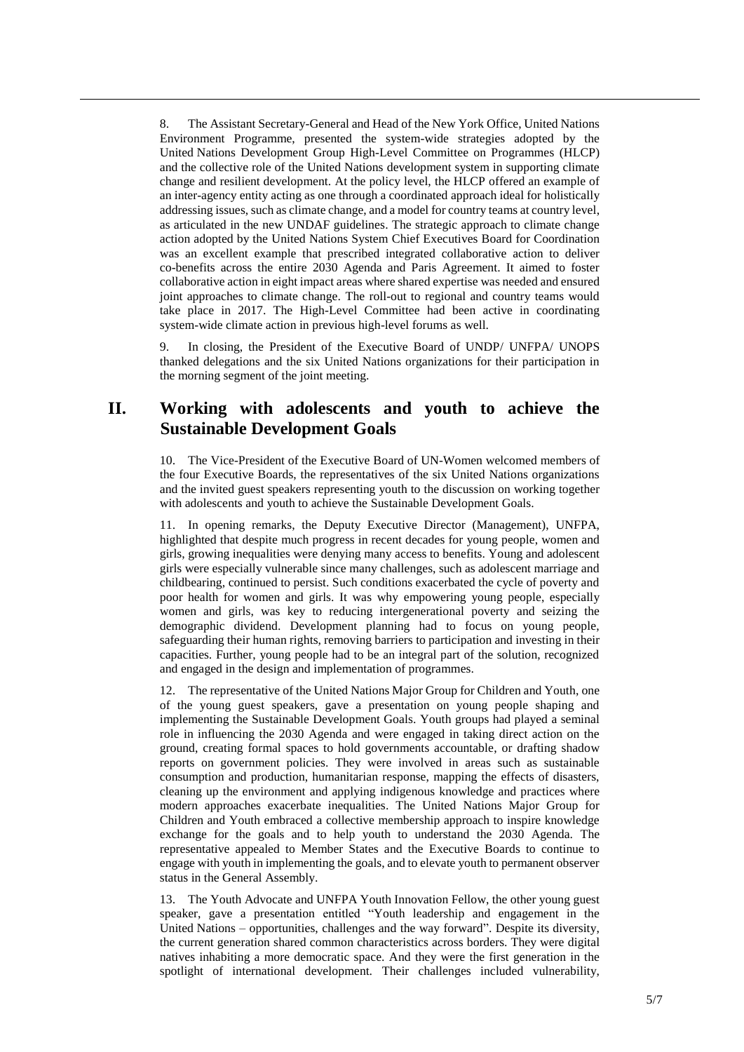8. The Assistant Secretary-General and Head of the New York Office, United Nations Environment Programme, presented the system-wide strategies adopted by the United Nations Development Group High-Level Committee on Programmes (HLCP) and the collective role of the United Nations development system in supporting climate change and resilient development. At the policy level, the HLCP offered an example of an inter-agency entity acting as one through a coordinated approach ideal for holistically addressing issues, such as climate change, and a model for country teams at country level, as articulated in the new UNDAF guidelines. The strategic approach to climate change action adopted by the United Nations System Chief Executives Board for Coordination was an excellent example that prescribed integrated collaborative action to deliver co-benefits across the entire 2030 Agenda and Paris Agreement. It aimed to foster collaborative action in eight impact areas where shared expertise was needed and ensured joint approaches to climate change. The roll-out to regional and country teams would take place in 2017. The High-Level Committee had been active in coordinating system-wide climate action in previous high-level forums as well.

9. In closing, the President of the Executive Board of UNDP/ UNFPA/ UNOPS thanked delegations and the six United Nations organizations for their participation in the morning segment of the joint meeting.

## II. Working with adolescents and youth to achieve the Sustainable Development Goals

10. The Vice-President of the Executive Board of UN-Women welcomed members of the four Executive Boards, the representatives of the six United Nations organizations and the invited guest speakers representing youth to the discussion on working together with adolescents and youth to achieve the Sustainable Development Goals.

11. In opening remarks, the Deputy Executive Director (Management), UNFPA, highlighted that despite much progress in recent decades for young people, women and girls, growing inequalities were denying many access to benefits. Young and adolescent girls were especially vulnerable since many challenges, such as adolescent marriage and childbearing, continued to persist. Such conditions exacerbated the cycle of poverty and poor health for women and girls. It was why empowering young people, especially women and girls, was key to reducing intergenerational poverty and seizing the demographic dividend. Development planning had to focus on young people, safeguarding their human rights, removing barriers to participation and investing in their capacities. Further, young people had to be an integral part of the solution, recognized and engaged in the design and implementation of programmes.

12. The representative of the United Nations Major Group for Children and Youth, one of the young guest speakers, gave a presentation on young people shaping and implementing the Sustainable Development Goals. Youth groups had played a seminal role in influencing the 2030 Agenda and were engaged in taking direct action on the ground, creating formal spaces to hold governments accountable, or drafting shadow reports on government policies. They were involved in areas such as sustainable consumption and production, humanitarian response, mapping the effects of disasters, cleaning up the environment and applying indigenous knowledge and practices where modern approaches exacerbate inequalities. The United Nations Major Group for Children and Youth embraced a collective membership approach to inspire knowledge exchange for the goals and to help youth to understand the 2030 Agenda. The representative appealed to Member States and the Executive Boards to continue to engage with youth in implementing the goals, and to elevate youth to permanent observer status in the General Assembly.

13. The Youth Advocate and UNFPA Youth Innovation Fellow, the other young guest speaker, gave a presentation entitled "Youth leadership and engagement in the United Nations – opportunities, challenges and the way forward". Despite its diversity, the current generation shared common characteristics across borders. They were digital natives inhabiting a more democratic space. And they were the first generation in the spotlight of international development. Their challenges included vulnerability,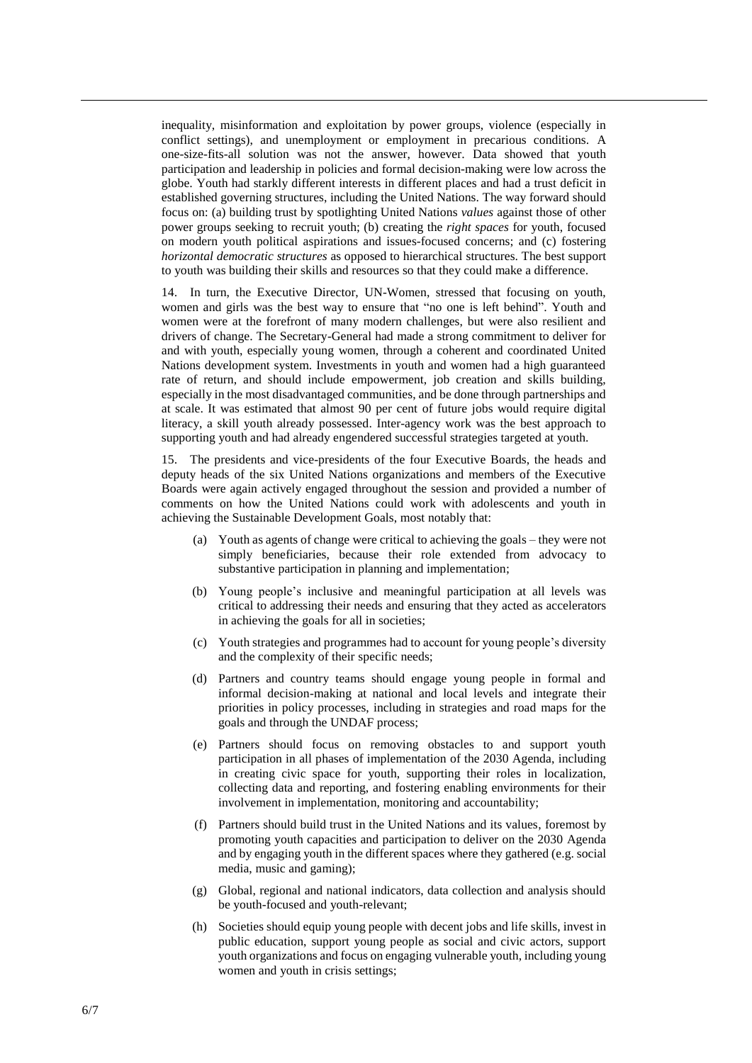inequality, misinformation and exploitation by power groups, violence (especially in conflict settings), and unemployment or employment in precarious conditions. A one-size-fits-all solution was not the answer, however. Data showed that youth participation and leadership in policies and formal decision-making were low across the globe. Youth had starkly different interests in different places and had a trust deficit in established governing structures, including the United Nations. The way forward should focus on: (a) building trust by spotlighting United Nations *values* against those of other power groups seeking to recruit youth; (b) creating the *right spaces* for youth, focused on modern youth political aspirations and issues-focused concerns; and (c) fostering *horizontal democratic structures* as opposed to hierarchical structures. The best support to youth was building their skills and resources so that they could make a difference.

14. In turn, the Executive Director, UN-Women, stressed that focusing on youth, women and girls was the best way to ensure that "no one is left behind". Youth and women were at the forefront of many modern challenges, but were also resilient and drivers of change. The Secretary-General had made a strong commitment to deliver for and with youth, especially young women, through a coherent and coordinated United Nations development system. Investments in youth and women had a high guaranteed rate of return, and should include empowerment, job creation and skills building, especially in the most disadvantaged communities, and be done through partnerships and at scale. It was estimated that almost 90 per cent of future jobs would require digital literacy, a skill youth already possessed. Inter-agency work was the best approach to supporting youth and had already engendered successful strategies targeted at youth.

15. The presidents and vice-presidents of the four Executive Boards, the heads and deputy heads of the six United Nations organizations and members of the Executive Boards were again actively engaged throughout the session and provided a number of comments on how the United Nations could work with adolescents and youth in achieving the Sustainable Development Goals, most notably that:

(a) Youth as agents of change were critical to achieving the goals – they were not simply beneficiaries, because their role extended from advocacy to substantive participation in planning and implementation;

(b) Young people's inclusive and meaningful participation at all levels was critical to addressing their needs and ensuring that they acted as accelerators in achieving the goals for all in societies;

(c) Youth strategies and programmes had to account for young people's diversity and the complexity of their specific needs;

(d) Partners and country teams should engage young people in formal and informal decision-making at national and local levels and integrate their priorities in policy processes, including in strategies and road maps for the goals and through the UNDAF process;

(e) Partners should focus on removing obstacles to and support youth participation in all phases of implementation of the 2030 Agenda, including in creating civic space for youth, supporting their roles in localization, collecting data and reporting, and fostering enabling environments for their involvement in implementation, monitoring and accountability;

(f) Partners should build trust in the United Nations and its values, foremost by promoting youth capacities and participation to deliver on the 2030 Agenda and by engaging youth in the different spaces where they gathered (e.g. social media, music and gaming);

(g) Global, regional and national indicators, data collection and analysis should be youth-focused and youth-relevant;

(h) Societies should equip young people with decent jobs and life skills, invest in public education, support young people as social and civic actors, support youth organizations and focus on engaging vulnerable youth, including young women and youth in crisis settings;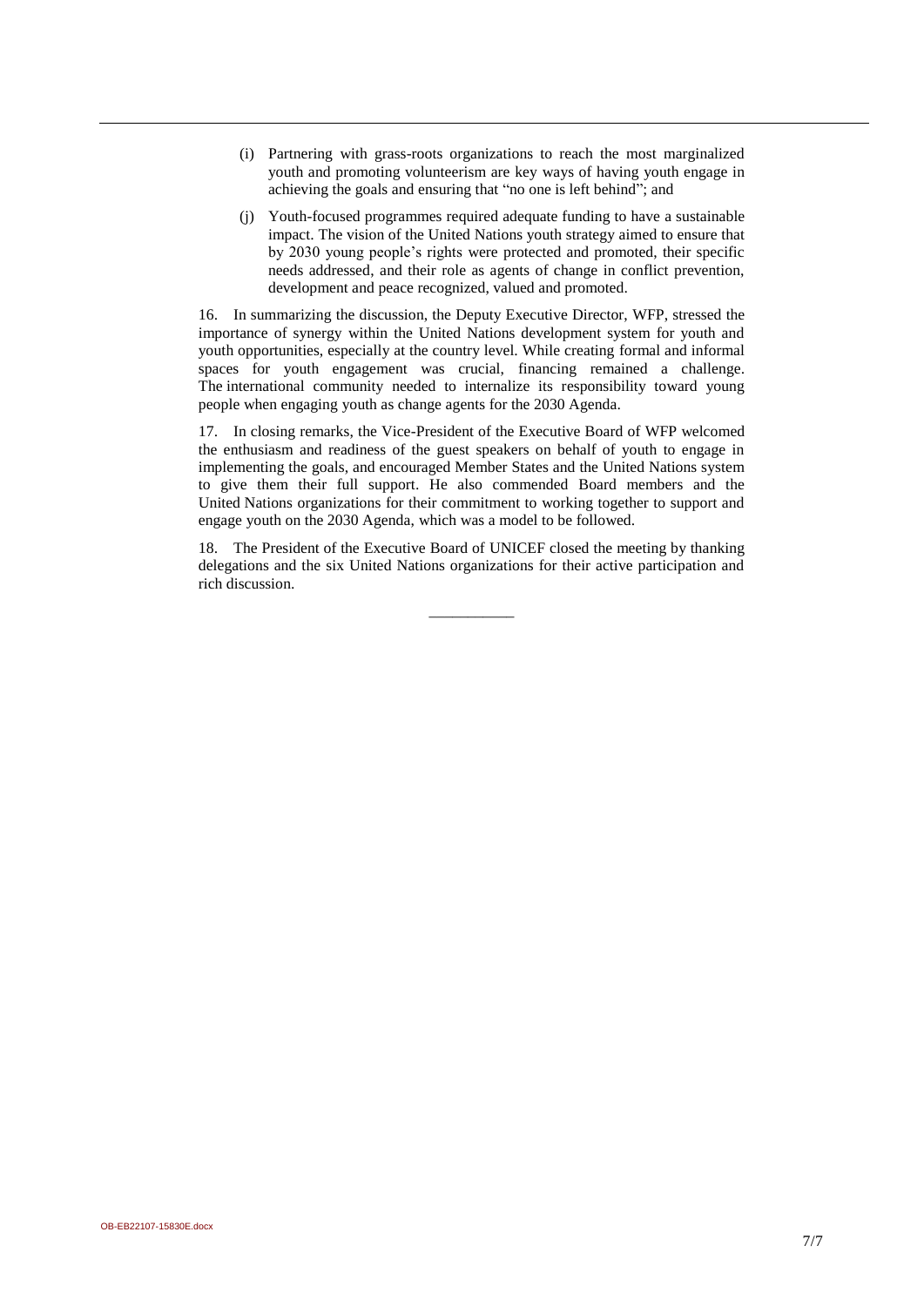(i) Partnering with grass-roots organizations to reach the most marginalized youth and promoting volunteerism are key ways of having youth engage in achieving the goals and ensuring that "no one is left behind"; and

(j) Youth-focused programmes required adequate funding to have a sustainable impact. The vision of the United Nations youth strategy aimed to ensure that by 2030 young people's rights were protected and promoted, their specific needs addressed, and their role as agents of change in conflict prevention, development and peace recognized, valued and promoted.

16. In summarizing the discussion, the Deputy Executive Director, WFP, stressed the importance of synergy within the United Nations development system for youth and youth opportunities, especially at the country level. While creating formal and informal spaces for youth engagement was crucial, financing remained a challenge. The international community needed to internalize its responsibility toward young people when engaging youth as change agents for the 2030 Agenda.

17. In closing remarks, the Vice-President of the Executive Board of WFP welcomed the enthusiasm and readiness of the guest speakers on behalf of youth to engage in implementing the goals, and encouraged Member States and the United Nations system to give them their full support. He also commended Board members and the United Nations organizations for their commitment to working together to support and engage youth on the 2030 Agenda, which was a model to be followed.

18. The President of the Executive Board of UNICEF closed the meeting by thanking delegations and the six United Nations organizations for their active participation and rich discussion.

___________